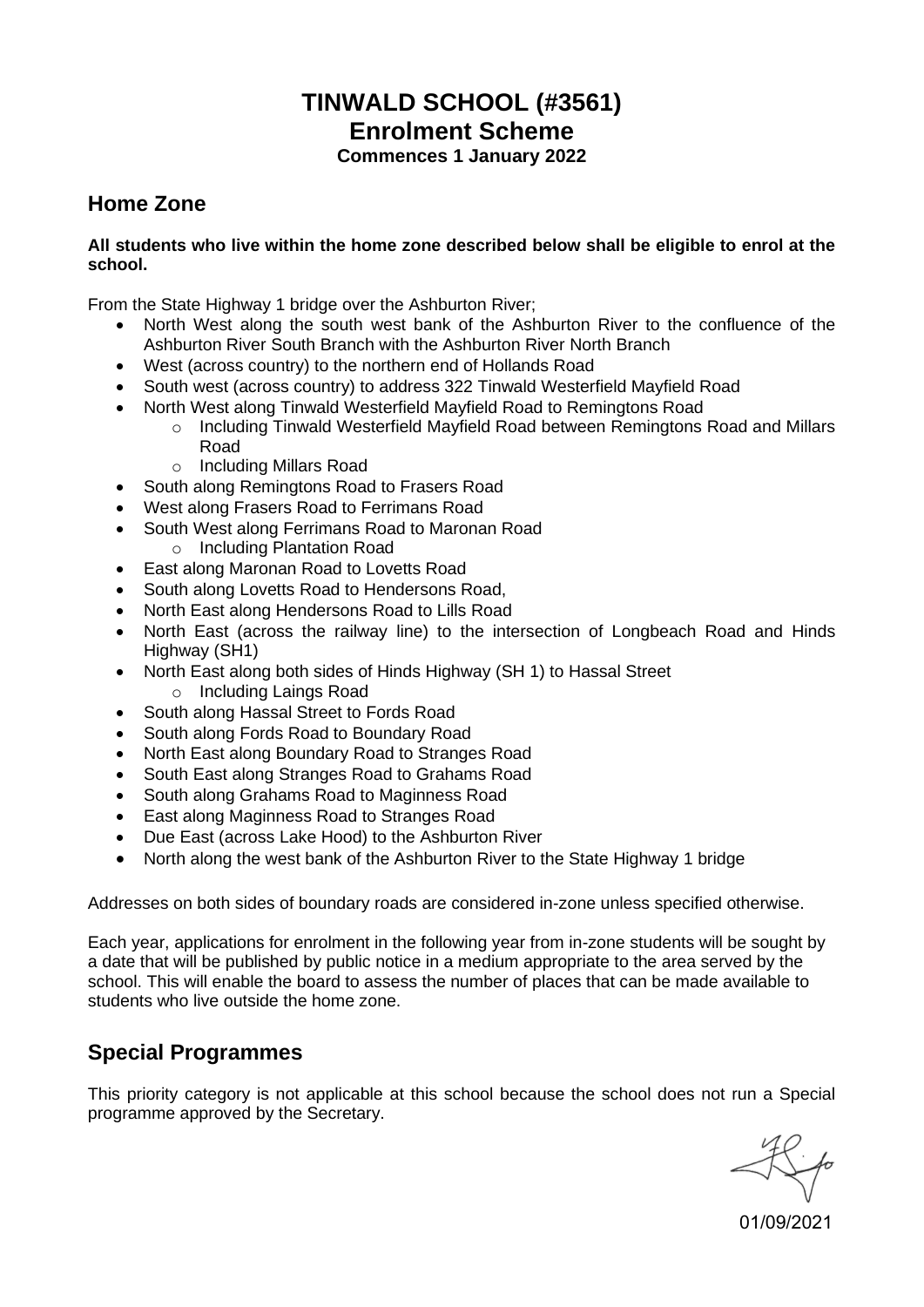# TINWALD SCHOOL (#3561)
# Enrolment Scheme
**Commences 1 January 2022**

## Home Zone

**All students who live within the home zone described below shall be eligible to enrol at the school.**

From the State Highway 1 bridge over the Ashburton River;

- North West along the south west bank of the Ashburton River to the confluence of the Ashburton River South Branch with the Ashburton River North Branch
- West (across country) to the northern end of Hollands Road
- South west (across country) to address 322 Tinwald Westerfield Mayfield Road
- North West along Tinwald Westerfield Mayfield Road to Remingtons Road
  - Including Tinwald Westerfield Mayfield Road between Remingtons Road and Millars Road
  - Including Millars Road
- South along Remingtons Road to Frasers Road
- West along Frasers Road to Ferrimans Road
- South West along Ferrimans Road to Maronan Road
  - Including Plantation Road
- East along Maronan Road to Lovetts Road
- South along Lovetts Road to Hendersons Road,
- North East along Hendersons Road to Lills Road
- North East (across the railway line) to the intersection of Longbeach Road and Hinds Highway (SH1)
- North East along both sides of Hinds Highway (SH 1) to Hassal Street
  - Including Laings Road
- South along Hassal Street to Fords Road
- South along Fords Road to Boundary Road
- North East along Boundary Road to Stranges Road
- South East along Stranges Road to Grahams Road
- South along Grahams Road to Maginness Road
- East along Maginness Road to Stranges Road
- Due East (across Lake Hood) to the Ashburton River
- North along the west bank of the Ashburton River to the State Highway 1 bridge

Addresses on both sides of boundary roads are considered in-zone unless specified otherwise.

Each year, applications for enrolment in the following year from in-zone students will be sought by a date that will be published by public notice in a medium appropriate to the area served by the school. This will enable the board to assess the number of places that can be made available to students who live outside the home zone.

## Special Programmes

This priority category is not applicable at this school because the school does not run a Special programme approved by the Secretary.

01/09/2021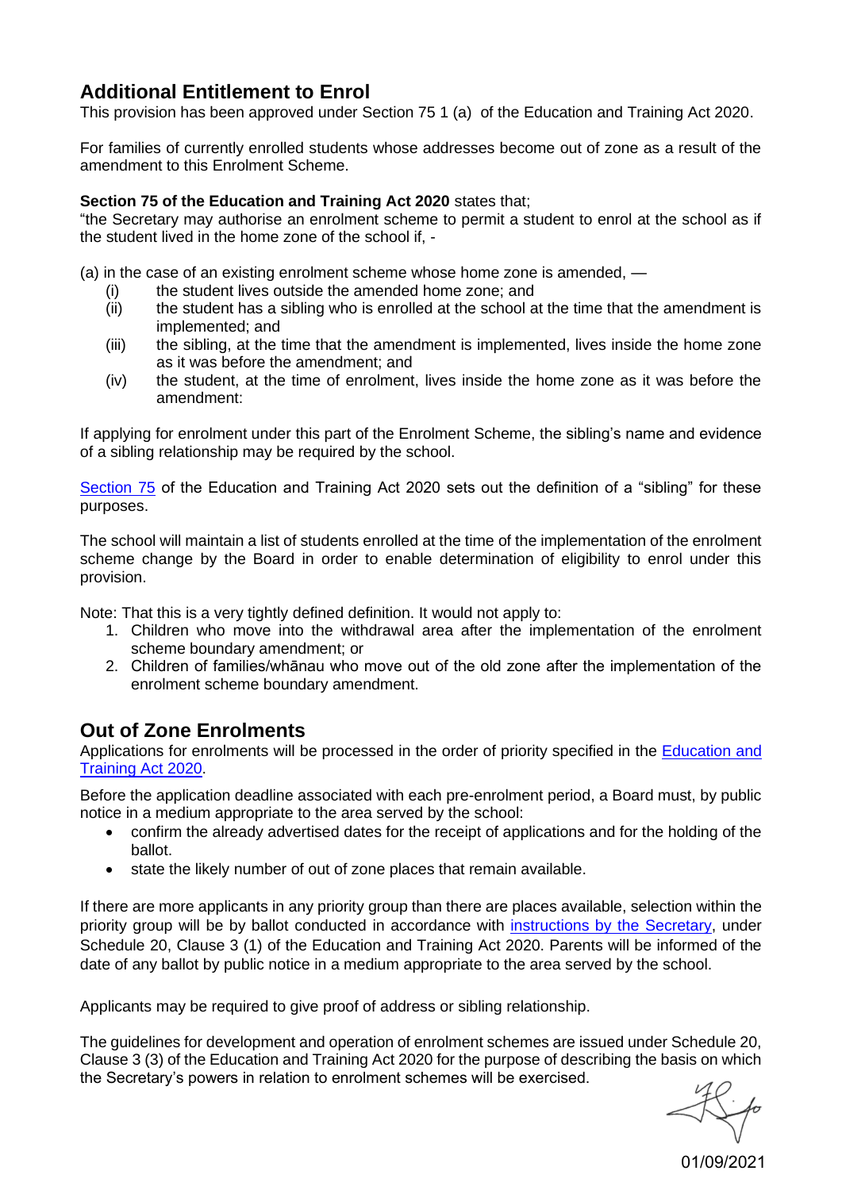## Additional Entitlement to Enrol

This provision has been approved under Section 75 1 (a) of the Education and Training Act 2020.

For families of currently enrolled students whose addresses become out of zone as a result of the amendment to this Enrolment Scheme.

**Section 75 of the Education and Training Act 2020** states that;

"the Secretary may authorise an enrolment scheme to permit a student to enrol at the school as if the student lived in the home zone of the school if, -

(a) in the case of an existing enrolment scheme whose home zone is amended, —

- (i) the student lives outside the amended home zone; and
- (ii) the student has a sibling who is enrolled at the school at the time that the amendment is implemented; and
- (iii) the sibling, at the time that the amendment is implemented, lives inside the home zone as it was before the amendment; and
- (iv) the student, at the time of enrolment, lives inside the home zone as it was before the amendment:

If applying for enrolment under this part of the Enrolment Scheme, the sibling's name and evidence of a sibling relationship may be required by the school.

Section 75 of the Education and Training Act 2020 sets out the definition of a "sibling" for these purposes.

The school will maintain a list of students enrolled at the time of the implementation of the enrolment scheme change by the Board in order to enable determination of eligibility to enrol under this provision.

Note: That this is a very tightly defined definition. It would not apply to:

1. Children who move into the withdrawal area after the implementation of the enrolment scheme boundary amendment; or
2. Children of families/whānau who move out of the old zone after the implementation of the enrolment scheme boundary amendment.

## Out of Zone Enrolments

Applications for enrolments will be processed in the order of priority specified in the Education and Training Act 2020.

Before the application deadline associated with each pre-enrolment period, a Board must, by public notice in a medium appropriate to the area served by the school:

- confirm the already advertised dates for the receipt of applications and for the holding of the ballot.
- state the likely number of out of zone places that remain available.

If there are more applicants in any priority group than there are places available, selection within the priority group will be by ballot conducted in accordance with instructions by the Secretary, under Schedule 20, Clause 3 (1) of the Education and Training Act 2020. Parents will be informed of the date of any ballot by public notice in a medium appropriate to the area served by the school.

Applicants may be required to give proof of address or sibling relationship.

The guidelines for development and operation of enrolment schemes are issued under Schedule 20, Clause 3 (3) of the Education and Training Act 2020 for the purpose of describing the basis on which the Secretary's powers in relation to enrolment schemes will be exercised.

01/09/2021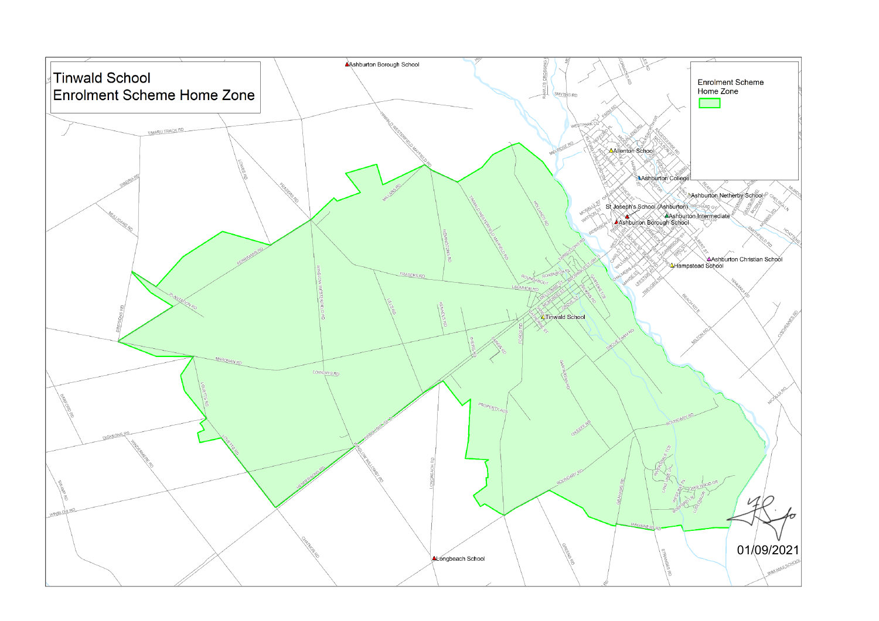# Tinwald School Enrolment Scheme Home Zone

Enrolment Scheme Home Zone

01/09/2021